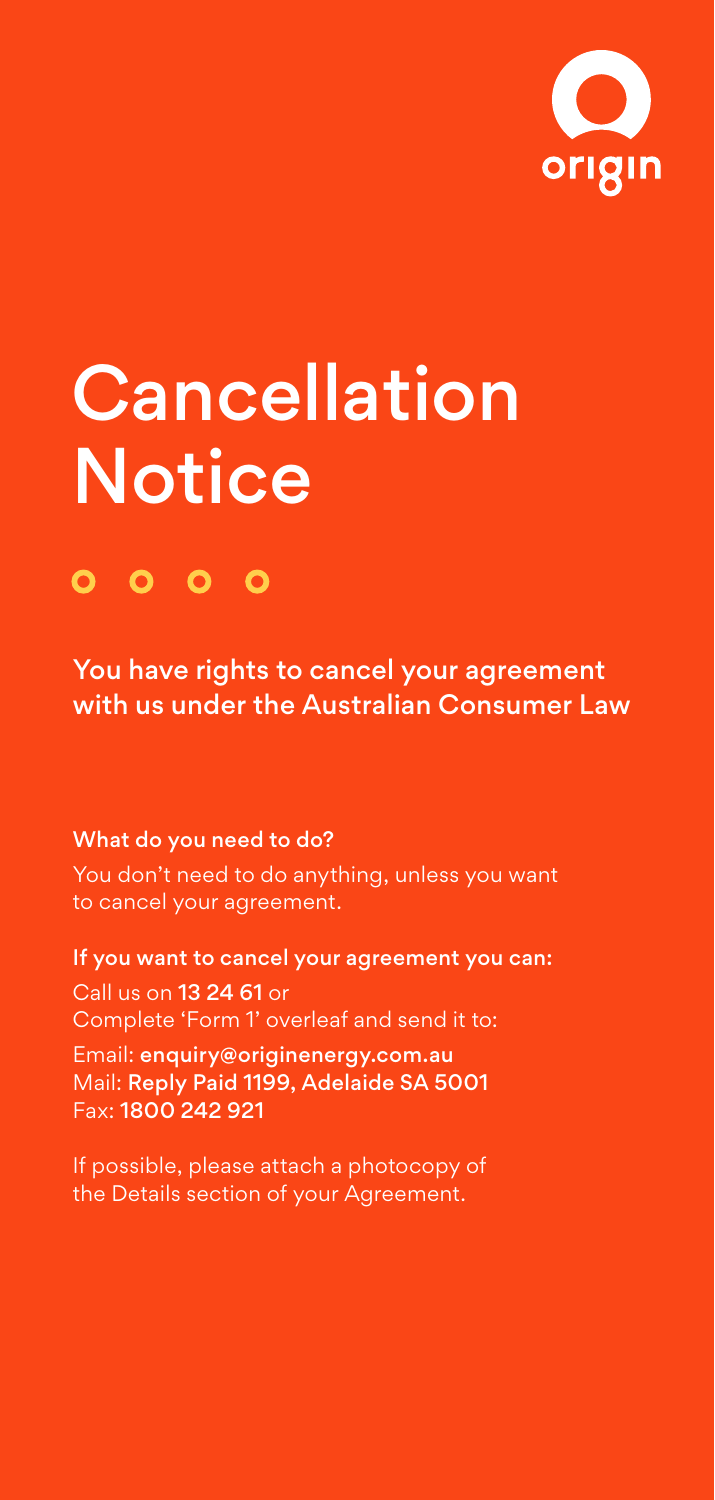origin

# Cancellation Notice

## You have rights to cancel your agreement with us under the Australian Consumer Law

**What do you need to do?**

You don't need to do anything, unless you want to cancel your agreement.

**If you want to cancel your agreement you can:**

Call us on **13 24 61** or
Complete 'Form 1' overleaf and send it to:

Email: **enquiry@originenergy.com.au**
Mail: **Reply Paid 1199, Adelaide SA 5001**
Fax: **1800 242 921**

If possible, please attach a photocopy of the Details section of your Agreement.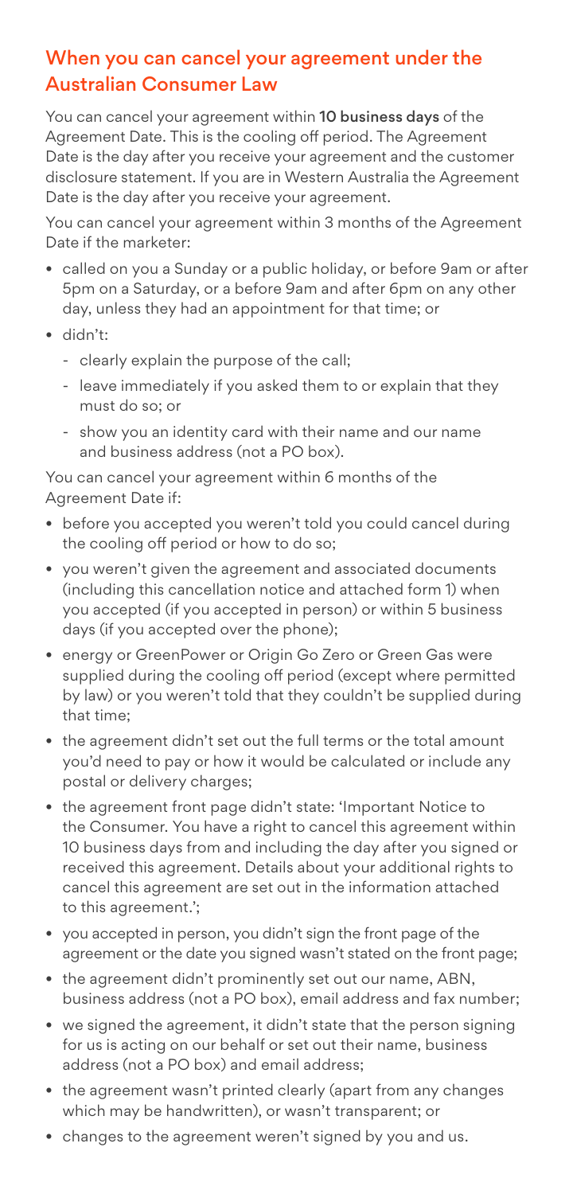## When you can cancel your agreement under the Australian Consumer Law

You can cancel your agreement within **10 business days** of the Agreement Date. This is the cooling off period. The Agreement Date is the day after you receive your agreement and the customer disclosure statement. If you are in Western Australia the Agreement Date is the day after you receive your agreement.

You can cancel your agreement within 3 months of the Agreement Date if the marketer:

- called on you a Sunday or a public holiday, or before 9am or after 5pm on a Saturday, or a before 9am and after 6pm on any other day, unless they had an appointment for that time; or
- didn't:
  - clearly explain the purpose of the call;
  - leave immediately if you asked them to or explain that they must do so; or
  - show you an identity card with their name and our name and business address (not a PO box).

You can cancel your agreement within 6 months of the Agreement Date if:

- before you accepted you weren't told you could cancel during the cooling off period or how to do so;
- you weren't given the agreement and associated documents (including this cancellation notice and attached form 1) when you accepted (if you accepted in person) or within 5 business days (if you accepted over the phone);
- energy or GreenPower or Origin Go Zero or Green Gas were supplied during the cooling off period (except where permitted by law) or you weren't told that they couldn't be supplied during that time;
- the agreement didn't set out the full terms or the total amount you'd need to pay or how it would be calculated or include any postal or delivery charges;
- the agreement front page didn't state: 'Important Notice to the Consumer. You have a right to cancel this agreement within 10 business days from and including the day after you signed or received this agreement. Details about your additional rights to cancel this agreement are set out in the information attached to this agreement.';
- you accepted in person, you didn't sign the front page of the agreement or the date you signed wasn't stated on the front page;
- the agreement didn't prominently set out our name, ABN, business address (not a PO box), email address and fax number;
- we signed the agreement, it didn't state that the person signing for us is acting on our behalf or set out their name, business address (not a PO box) and email address;
- the agreement wasn't printed clearly (apart from any changes which may be handwritten), or wasn't transparent; or
- changes to the agreement weren't signed by you and us.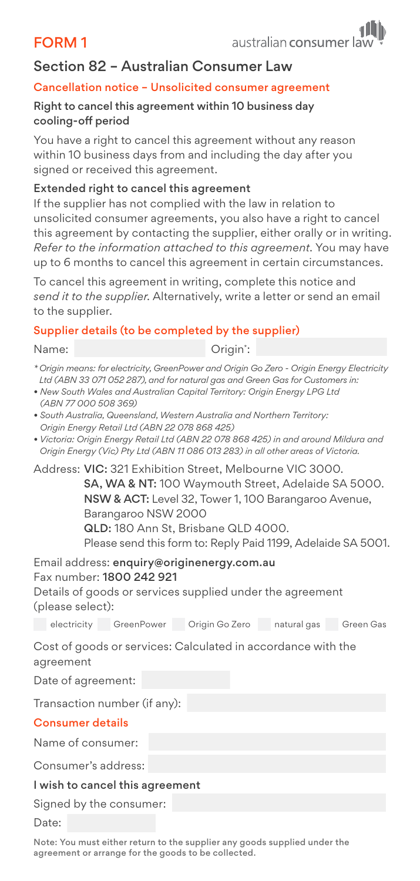# FORM 1

australian consumer law

## Section 82 – Australian Consumer Law

### Cancellation notice – Unsolicited consumer agreement

**Right to cancel this agreement within 10 business day cooling-off period**

You have a right to cancel this agreement without any reason within 10 business days from and including the day after you signed or received this agreement.

**Extended right to cancel this agreement**

If the supplier has not complied with the law in relation to unsolicited consumer agreements, you also have a right to cancel this agreement by contacting the supplier, either orally or in writing. *Refer to the information attached to this agreement*. You may have up to 6 months to cancel this agreement in certain circumstances.

To cancel this agreement in writing, complete this notice and *send it to the supplier*. Alternatively, write a letter or send an email to the supplier.

### Supplier details (to be completed by the supplier)

Name: Origin*:

*\* Origin means: for electricity, GreenPower and Origin Go Zero - Origin Energy Electricity Ltd (ABN 33 071 052 287), and for natural gas and Green Gas for Customers in:*

- *New South Wales and Australian Capital Territory: Origin Energy LPG Ltd (ABN 77 000 508 369)*
- *South Australia, Queensland, Western Australia and Northern Territory: Origin Energy Retail Ltd (ABN 22 078 868 425)*
- *Victoria: Origin Energy Retail Ltd (ABN 22 078 868 425) in and around Mildura and Origin Energy (Vic) Pty Ltd (ABN 11 086 013 283) in all other areas of Victoria.*

Address: **VIC:** 321 Exhibition Street, Melbourne VIC 3000.
**SA, WA & NT:** 100 Waymouth Street, Adelaide SA 5000.
**NSW & ACT:** Level 32, Tower 1, 100 Barangaroo Avenue, Barangaroo NSW 2000
**QLD:** 180 Ann St, Brisbane QLD 4000.
Please send this form to: Reply Paid 1199, Adelaide SA 5001.

Email address: **enquiry@originenergy.com.au**
Fax number: **1800 242 921**

Details of goods or services supplied under the agreement (please select):

☐ electricity ☐ GreenPower ☐ Origin Go Zero ☐ natural gas ☐ Green Gas

Cost of goods or services: Calculated in accordance with the agreement

Date of agreement:

Transaction number (if any):

### Consumer details

Name of consumer:

Consumer's address:

**I wish to cancel this agreement**

Signed by the consumer:

Date:

**Note: You must either return to the supplier any goods supplied under the agreement or arrange for the goods to be collected.**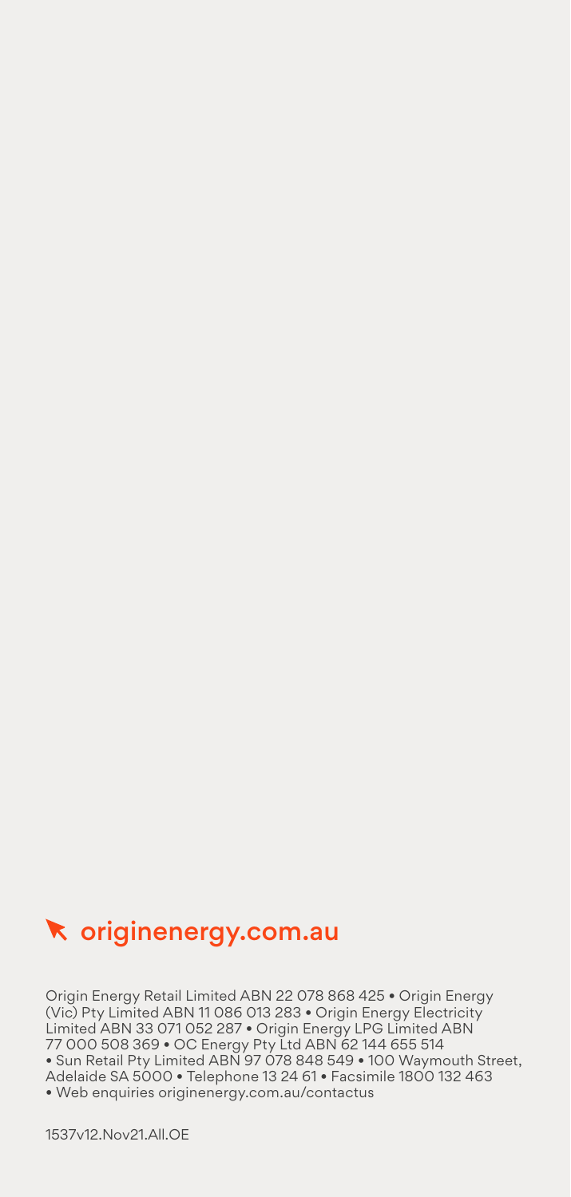originenergy.com.au

Origin Energy Retail Limited ABN 22 078 868 425 • Origin Energy (Vic) Pty Limited ABN 11 086 013 283 • Origin Energy Electricity Limited ABN 33 071 052 287 • Origin Energy LPG Limited ABN 77 000 508 369 • OC Energy Pty Ltd ABN 62 144 655 514 • Sun Retail Pty Limited ABN 97 078 848 549 • 100 Waymouth Street, Adelaide SA 5000 • Telephone 13 24 61 • Facsimile 1800 132 463 • Web enquiries originenergy.com.au/contactus

1537v12.Nov21.All.OE